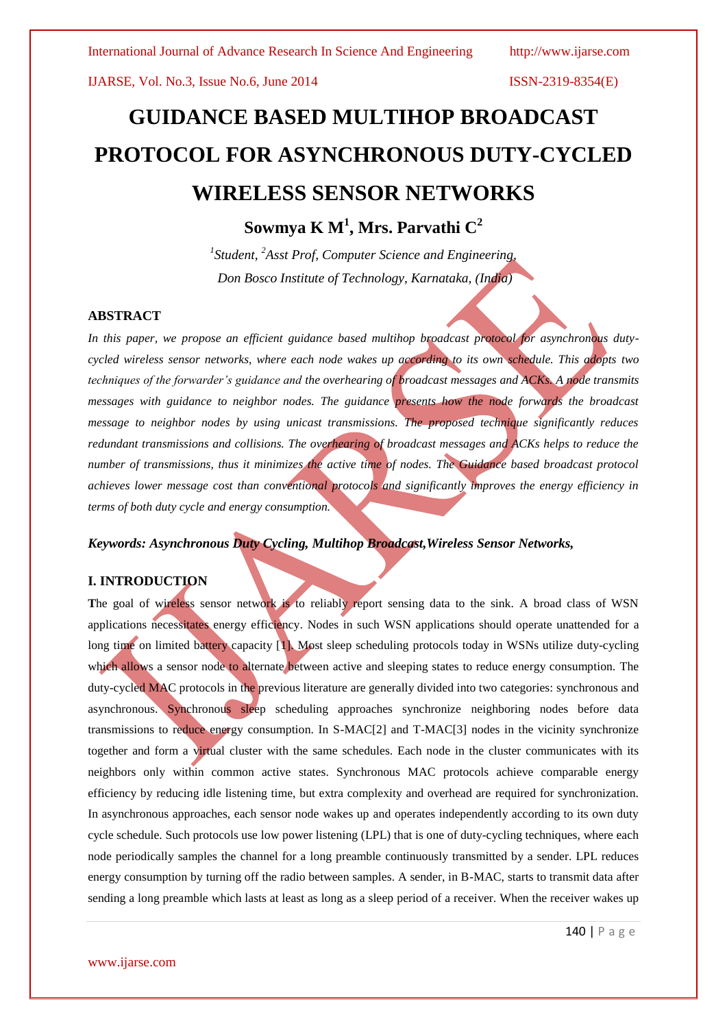# GUIDANCE BASED MULTIHOP BROADCAST PROTOCOL FOR ASYNCHRONOUS DUTY-CYCLED WIRELESS SENSOR NETWORKS

## Sowmya K M[1], Mrs. Parvathi C[2]

*[1]Student, [2]Asst Prof, Computer Science and Engineering,*
*Don Bosco Institute of Technology, Karnataka, (India)*

### ABSTRACT

*In this paper, we propose an efficient guidance based multihop broadcast protocol for asynchronous duty-cycled wireless sensor networks, where each node wakes up according to its own schedule. This adopts two techniques of the forwarder's guidance and the overhearing of broadcast messages and ACKs. A node transmits messages with guidance to neighbor nodes. The guidance presents how the node forwards the broadcast message to neighbor nodes by using unicast transmissions. The proposed technique significantly reduces redundant transmissions and collisions. The overhearing of broadcast messages and ACKs helps to reduce the number of transmissions, thus it minimizes the active time of nodes. The Guidance based broadcast protocol achieves lower message cost than conventional protocols and significantly improves the energy efficiency in terms of both duty cycle and energy consumption.*

***Keywords: Asynchronous Duty Cycling, Multihop Broadcast,Wireless Sensor Networks,***

### I. INTRODUCTION

The goal of wireless sensor network is to reliably report sensing data to the sink. A broad class of WSN applications necessitates energy efficiency. Nodes in such WSN applications should operate unattended for a long time on limited battery capacity [1]. Most sleep scheduling protocols today in WSNs utilize duty-cycling which allows a sensor node to alternate between active and sleeping states to reduce energy consumption. The duty-cycled MAC protocols in the previous literature are generally divided into two categories: synchronous and asynchronous. Synchronous sleep scheduling approaches synchronize neighboring nodes before data transmissions to reduce energy consumption. In S-MAC[2] and T-MAC[3] nodes in the vicinity synchronize together and form a virtual cluster with the same schedules. Each node in the cluster communicates with its neighbors only within common active states. Synchronous MAC protocols achieve comparable energy efficiency by reducing idle listening time, but extra complexity and overhead are required for synchronization. In asynchronous approaches, each sensor node wakes up and operates independently according to its own duty cycle schedule. Such protocols use low power listening (LPL) that is one of duty-cycling techniques, where each node periodically samples the channel for a long preamble continuously transmitted by a sender. LPL reduces energy consumption by turning off the radio between samples. A sender, in B-MAC, starts to transmit data after sending a long preamble which lasts at least as long as a sleep period of a receiver. When the receiver wakes up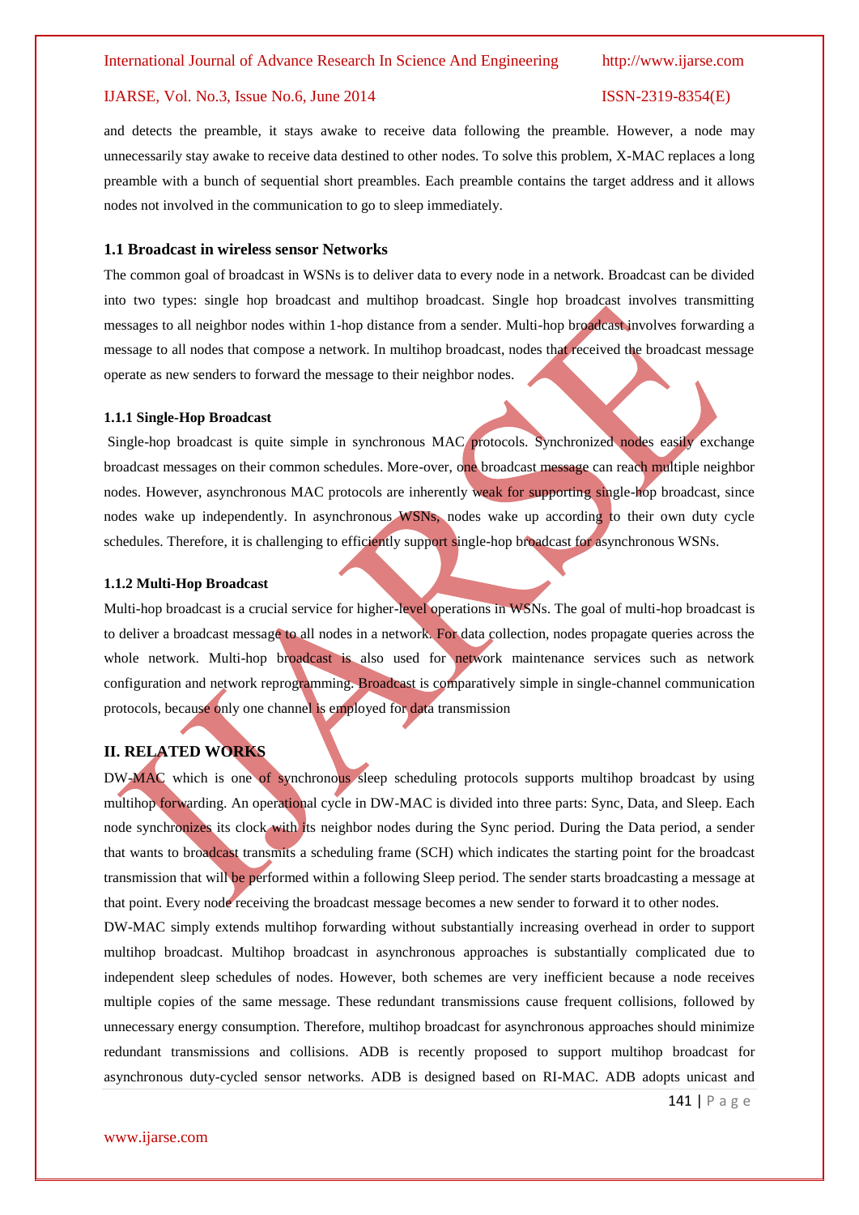and detects the preamble, it stays awake to receive data following the preamble. However, a node may unnecessarily stay awake to receive data destined to other nodes. To solve this problem, X-MAC replaces a long preamble with a bunch of sequential short preambles. Each preamble contains the target address and it allows nodes not involved in the communication to go to sleep immediately.

### 1.1 Broadcast in wireless sensor Networks

The common goal of broadcast in WSNs is to deliver data to every node in a network. Broadcast can be divided into two types: single hop broadcast and multihop broadcast. Single hop broadcast involves transmitting messages to all neighbor nodes within 1-hop distance from a sender. Multi-hop broadcast involves forwarding a message to all nodes that compose a network. In multihop broadcast, nodes that received the broadcast message operate as new senders to forward the message to their neighbor nodes.

#### 1.1.1 Single-Hop Broadcast

Single-hop broadcast is quite simple in synchronous MAC protocols. Synchronized nodes easily exchange broadcast messages on their common schedules. More-over, one broadcast message can reach multiple neighbor nodes. However, asynchronous MAC protocols are inherently weak for supporting single-hop broadcast, since nodes wake up independently. In asynchronous WSNs, nodes wake up according to their own duty cycle schedules. Therefore, it is challenging to efficiently support single-hop broadcast for asynchronous WSNs.

#### 1.1.2 Multi-Hop Broadcast

Multi-hop broadcast is a crucial service for higher-level operations in WSNs. The goal of multi-hop broadcast is to deliver a broadcast message to all nodes in a network. For data collection, nodes propagate queries across the whole network. Multi-hop broadcast is also used for network maintenance services such as network configuration and network reprogramming. Broadcast is comparatively simple in single-channel communication protocols, because only one channel is employed for data transmission

## II. RELATED WORKS

DW-MAC which is one of synchronous sleep scheduling protocols supports multihop broadcast by using multihop forwarding. An operational cycle in DW-MAC is divided into three parts: Sync, Data, and Sleep. Each node synchronizes its clock with its neighbor nodes during the Sync period. During the Data period, a sender that wants to broadcast transmits a scheduling frame (SCH) which indicates the starting point for the broadcast transmission that will be performed within a following Sleep period. The sender starts broadcasting a message at that point. Every node receiving the broadcast message becomes a new sender to forward it to other nodes.

DW-MAC simply extends multihop forwarding without substantially increasing overhead in order to support multihop broadcast. Multihop broadcast in asynchronous approaches is substantially complicated due to independent sleep schedules of nodes. However, both schemes are very inefficient because a node receives multiple copies of the same message. These redundant transmissions cause frequent collisions, followed by unnecessary energy consumption. Therefore, multihop broadcast for asynchronous approaches should minimize redundant transmissions and collisions. ADB is recently proposed to support multihop broadcast for asynchronous duty-cycled sensor networks. ADB is designed based on RI-MAC. ADB adopts unicast and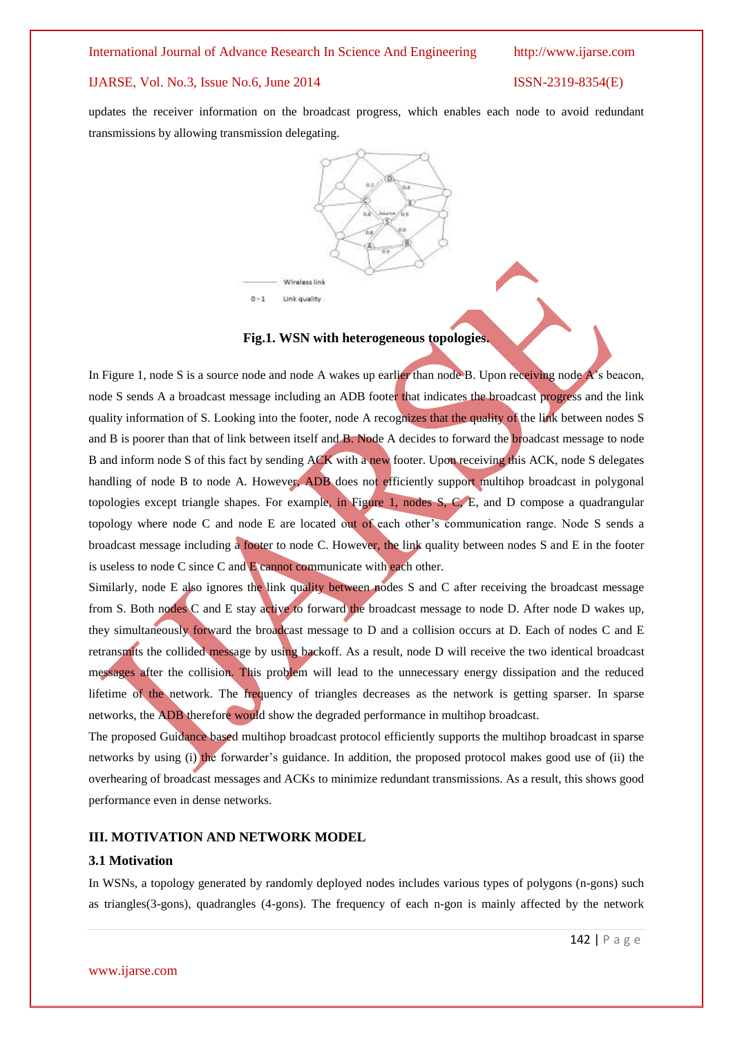updates the receiver information on the broadcast progress, which enables each node to avoid redundant transmissions by allowing transmission delegating.

Fig.1. WSN with heterogeneous topologies.

In Figure 1, node S is a source node and node A wakes up earlier than node B. Upon receiving node A's beacon, node S sends A a broadcast message including an ADB footer that indicates the broadcast progress and the link quality information of S. Looking into the footer, node A recognizes that the quality of the link between nodes S and B is poorer than that of link between itself and B. Node A decides to forward the broadcast message to node B and inform node S of this fact by sending ACK with a new footer. Upon receiving this ACK, node S delegates handling of node B to node A. However, ADB does not efficiently support multihop broadcast in polygonal topologies except triangle shapes. For example, in Figure 1, nodes S, C, E, and D compose a quadrangular topology where node C and node E are located out of each other's communication range. Node S sends a broadcast message including a footer to node C. However, the link quality between nodes S and E in the footer is useless to node C since C and E cannot communicate with each other.

Similarly, node E also ignores the link quality between nodes S and C after receiving the broadcast message from S. Both nodes C and E stay active to forward the broadcast message to node D. After node D wakes up, they simultaneously forward the broadcast message to D and a collision occurs at D. Each of nodes C and E retransmits the collided message by using backoff. As a result, node D will receive the two identical broadcast messages after the collision. This problem will lead to the unnecessary energy dissipation and the reduced lifetime of the network. The frequency of triangles decreases as the network is getting sparser. In sparse networks, the ADB therefore would show the degraded performance in multihop broadcast.

The proposed Guidance based multihop broadcast protocol efficiently supports the multihop broadcast in sparse networks by using (i) the forwarder's guidance. In addition, the proposed protocol makes good use of (ii) the overhearing of broadcast messages and ACKs to minimize redundant transmissions. As a result, this shows good performance even in dense networks.

## III. MOTIVATION AND NETWORK MODEL

### 3.1 Motivation

In WSNs, a topology generated by randomly deployed nodes includes various types of polygons (n-gons) such as triangles(3-gons), quadrangles (4-gons). The frequency of each n-gon is mainly affected by the network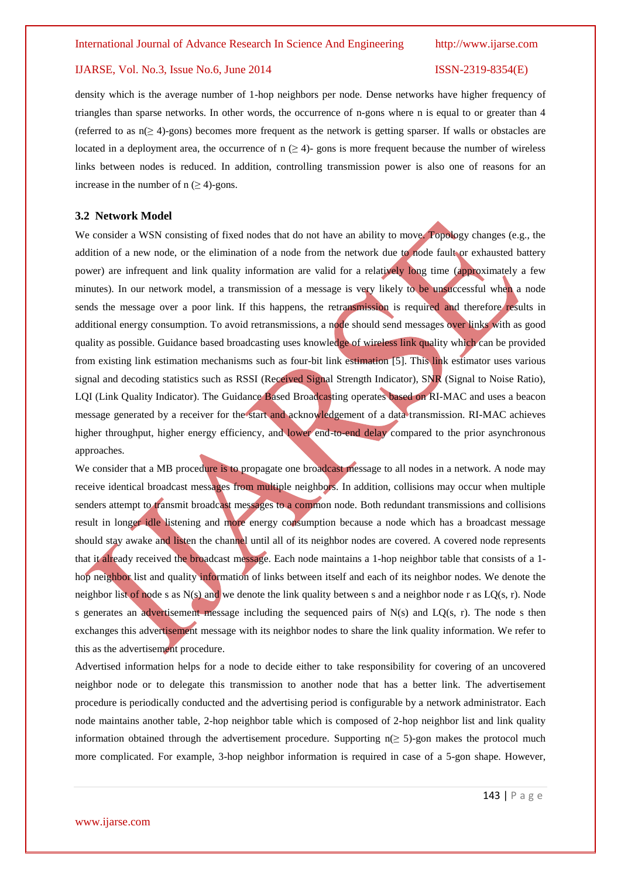density which is the average number of 1-hop neighbors per node. Dense networks have higher frequency of triangles than sparse networks. In other words, the occurrence of n-gons where n is equal to or greater than 4 (referred to as n($\geq$ 4)-gons) becomes more frequent as the network is getting sparser. If walls or obstacles are located in a deployment area, the occurrence of n ($\geq$ 4)- gons is more frequent because the number of wireless links between nodes is reduced. In addition, controlling transmission power is also one of reasons for an increase in the number of n ($\geq$ 4)-gons.

### 3.2 Network Model

We consider a WSN consisting of fixed nodes that do not have an ability to move. Topology changes (e.g., the addition of a new node, or the elimination of a node from the network due to node fault or exhausted battery power) are infrequent and link quality information are valid for a relatively long time (approximately a few minutes). In our network model, a transmission of a message is very likely to be unsuccessful when a node sends the message over a poor link. If this happens, the retransmission is required and therefore results in additional energy consumption. To avoid retransmissions, a node should send messages over links with as good quality as possible. Guidance based broadcasting uses knowledge of wireless link quality which can be provided from existing link estimation mechanisms such as four-bit link estimation [5]. This link estimator uses various signal and decoding statistics such as RSSI (Received Signal Strength Indicator), SNR (Signal to Noise Ratio), LQI (Link Quality Indicator). The Guidance Based Broadcasting operates based on RI-MAC and uses a beacon message generated by a receiver for the start and acknowledgement of a data transmission. RI-MAC achieves higher throughput, higher energy efficiency, and lower end-to-end delay compared to the prior asynchronous approaches.

We consider that a MB procedure is to propagate one broadcast message to all nodes in a network. A node may receive identical broadcast messages from multiple neighbors. In addition, collisions may occur when multiple senders attempt to transmit broadcast messages to a common node. Both redundant transmissions and collisions result in longer idle listening and more energy consumption because a node which has a broadcast message should stay awake and listen the channel until all of its neighbor nodes are covered. A covered node represents that it already received the broadcast message. Each node maintains a 1-hop neighbor table that consists of a 1-hop neighbor list and quality information of links between itself and each of its neighbor nodes. We denote the neighbor list of node s as N(s) and we denote the link quality between s and a neighbor node r as LQ(s, r). Node s generates an advertisement message including the sequenced pairs of N(s) and LQ(s, r). The node s then exchanges this advertisement message with its neighbor nodes to share the link quality information. We refer to this as the advertisement procedure.

Advertised information helps for a node to decide either to take responsibility for covering of an uncovered neighbor node or to delegate this transmission to another node that has a better link. The advertisement procedure is periodically conducted and the advertising period is configurable by a network administrator. Each node maintains another table, 2-hop neighbor table which is composed of 2-hop neighbor list and link quality information obtained through the advertisement procedure. Supporting n($\geq$ 5)-gon makes the protocol much more complicated. For example, 3-hop neighbor information is required in case of a 5-gon shape. However,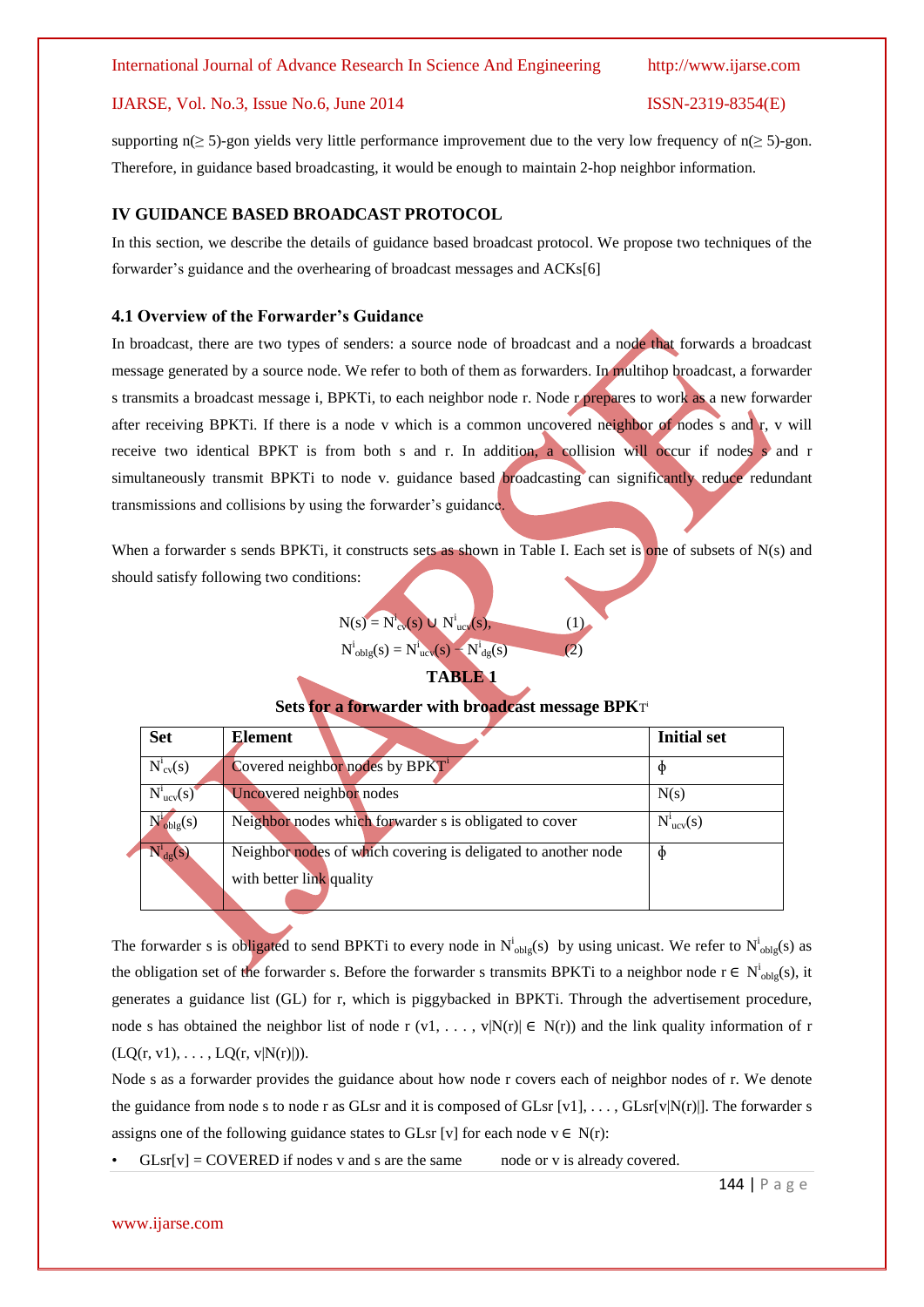supporting n(≥ 5)-gon yields very little performance improvement due to the very low frequency of n(≥ 5)-gon. Therefore, in guidance based broadcasting, it would be enough to maintain 2-hop neighbor information.

## IV GUIDANCE BASED BROADCAST PROTOCOL

In this section, we describe the details of guidance based broadcast protocol. We propose two techniques of the forwarder's guidance and the overhearing of broadcast messages and ACKs[6]

### 4.1 Overview of the Forwarder's Guidance

In broadcast, there are two types of senders: a source node of broadcast and a node that forwards a broadcast message generated by a source node. We refer to both of them as forwarders. In multihop broadcast, a forwarder s transmits a broadcast message i, BPKTi, to each neighbor node r. Node r prepares to work as a new forwarder after receiving BPKTi. If there is a node v which is a common uncovered neighbor of nodes s and r, v will receive two identical BPKT is from both s and r. In addition, a collision will occur if nodes s and r simultaneously transmit BPKTi to node v. guidance based broadcasting can significantly reduce redundant transmissions and collisions by using the forwarder's guidance.

When a forwarder s sends BPKTi, it constructs sets as shown in Table I. Each set is one of subsets of N(s) and should satisfy following two conditions:

$$N(s) = N^{i}_{cv}(s) \cup N^{i}_{ucv}(s), \quad (1)$$

$$N^{i}_{oblg}(s) = N^{i}_{ucv}(s) - N^{i}_{dg}(s) \quad (2)$$

**TABLE 1**

**Sets for a forwarder with broadcast message BPKT$^{i}$**

| Set | Element | Initial set |
|---|---|---|
| $N^{i}_{cv}(s)$ | Covered neighbor nodes by BPKT$^{i}$ | ϕ |
| $N^{i}_{ucv}(s)$ | Uncovered neighbor nodes | N(s) |
| $N^{i}_{oblg}(s)$ | Neighbor nodes which forwarder s is obligated to cover | $N^{i}_{ucv}(s)$ |
| $N^{i}_{dg}(s)$ | Neighbor nodes of which covering is delegated to another node with better link quality | ϕ |

The forwarder s is obligated to send BPKTi to every node in $N^{i}_{oblg}(s)$ by using unicast. We refer to $N^{i}_{oblg}(s)$ as the obligation set of the forwarder s. Before the forwarder s transmits BPKTi to a neighbor node $r \in N^{i}_{oblg}(s)$, it generates a guidance list (GL) for r, which is piggybacked in BPKTi. Through the advertisement procedure, node s has obtained the neighbor list of node r ($v1, \ldots, v|N(r)| \in N(r)$) and the link quality information of r ($LQ(r, v1), \ldots, LQ(r, v|N(r)|)$).

Node s as a forwarder provides the guidance about how node r covers each of neighbor nodes of r. We denote the guidance from node s to node r as GLsr and it is composed of GLsr [v1], . . . , GLsr[v|N(r)|]. The forwarder s assigns one of the following guidance states to GLsr [v] for each node $v \in N(r)$:

- GLsr[v] = COVERED if nodes v and s are the same node or v is already covered.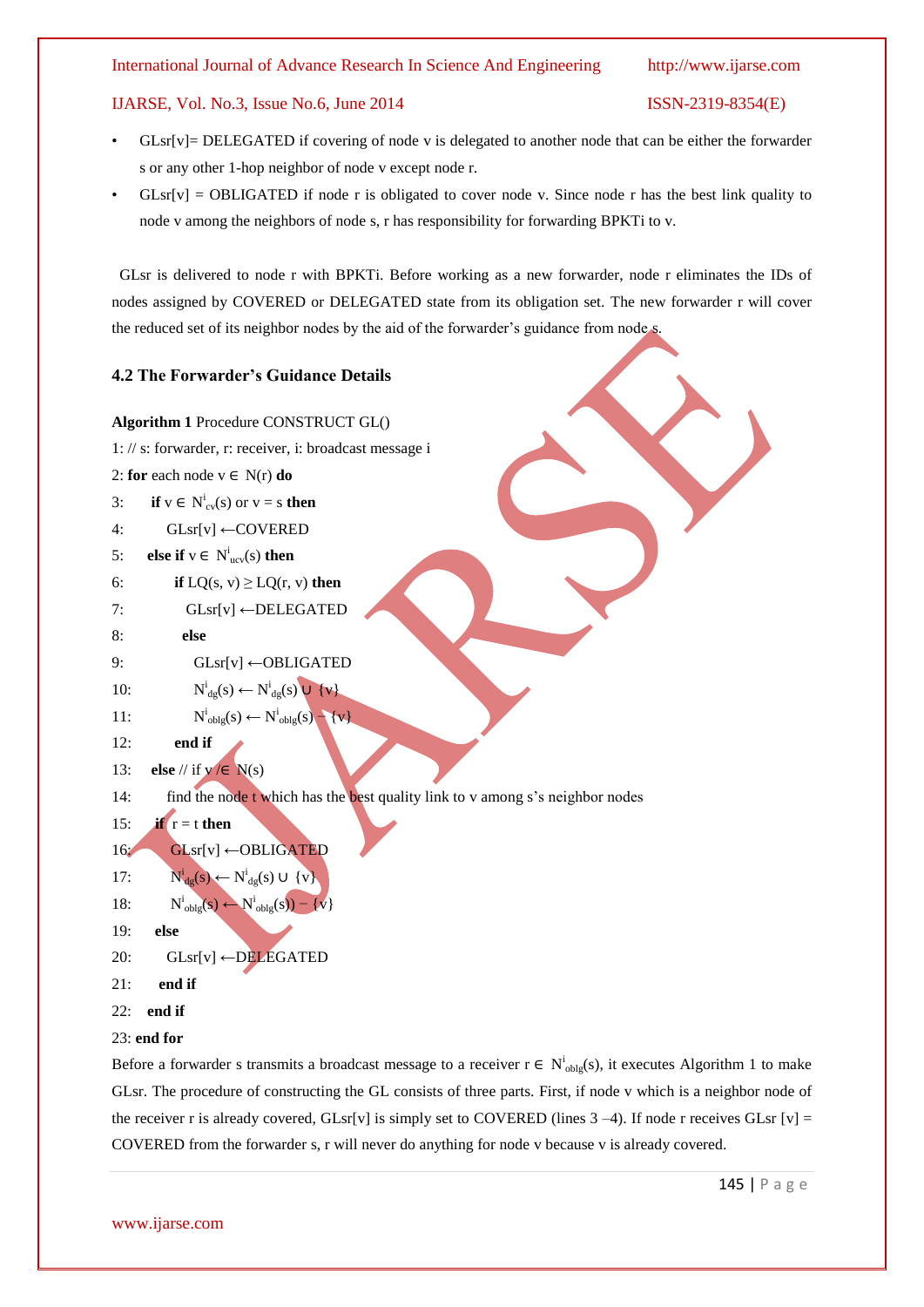- $GLsr[v]$= DELEGATED if covering of node v is delegated to another node that can be either the forwarder s or any other 1-hop neighbor of node v except node r.
- $GLsr[v]$ = OBLIGATED if node r is obligated to cover node v. Since node r has the best link quality to node v among the neighbors of node s, r has responsibility for forwarding BPKTi to v.

GLsr is delivered to node r with BPKTi. Before working as a new forwarder, node r eliminates the IDs of nodes assigned by COVERED or DELEGATED state from its obligation set. The new forwarder r will cover the reduced set of its neighbor nodes by the aid of the forwarder's guidance from node s.

### 4.2 The Forwarder's Guidance Details

**Algorithm 1** Procedure CONSTRUCT GL()

1: // s: forwarder, r: receiver, i: broadcast message i

2: **for** each node $v \in N(r)$ **do**

3: **if** $v \in N^i_{cv}(s)$ or $v = s$ **then**

4: $GLsr[v] \leftarrow$COVERED

5: **else if** $v \in N^i_{ucv}(s)$ **then**

6: **if** $LQ(s, v) \geq LQ(r, v)$ **then**

7: $GLsr[v] \leftarrow$DELEGATED

8: **else**

9: $GLsr[v] \leftarrow$OBLIGATED

10: $N^i_{dg}(s) \leftarrow N^i_{dg}(s) \cup \{v\}$

11: $N^i_{oblg}(s) \leftarrow N^i_{oblg}(s) - \{v\}$

12: **end if**

13: **else** // if $v \notin N(s)$

14: find the node t which has the best quality link to v among s's neighbor nodes

15: **if** r = t **then**

16: $GLsr[v] \leftarrow$OBLIGATED

17: $N^i_{dg}(s) \leftarrow N^i_{dg}(s) \cup \{v\}$

18: $N^i_{oblg}(s) \leftarrow N^i_{oblg}(s)) - \{v\}$

19: **else**

20: $GLsr[v] \leftarrow$DELEGATED

21: **end if**

22: **end if**

23: **end for**

Before a forwarder s transmits a broadcast message to a receiver $r \in N^i_{oblg}(s)$, it executes Algorithm 1 to make GLsr. The procedure of constructing the GL consists of three parts. First, if node v which is a neighbor node of the receiver r is already covered, $GLsr[v]$ is simply set to COVERED (lines 3 –4). If node r receives $GLsr[v]$ = COVERED from the forwarder s, r will never do anything for node v because v is already covered.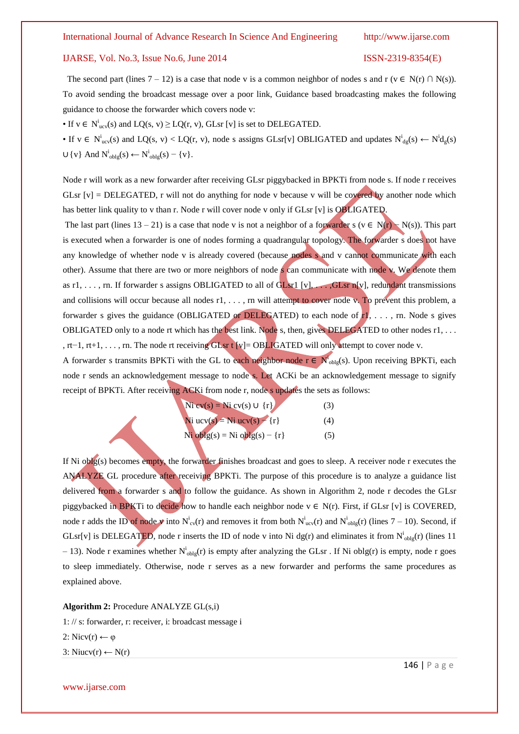The second part (lines 7 – 12) is a case that node v is a common neighbor of nodes s and r ($v \in N(r) \cap N(s)$). To avoid sending the broadcast message over a poor link, Guidance based broadcasting makes the following guidance to choose the forwarder which covers node v:

- If $v \in N^i_{ucv}(s)$ and $LQ(s, v) \geq LQ(r, v)$, GLsr [v] is set to DELEGATED.
- If $v \in N^i_{ucv}(s)$ and $LQ(s, v) < LQ(r, v)$, node s assigns GLsr[v] OBLIGATED and updates $N^i_{dg}(s) \leftarrow N^i d_g(s) \cup \{v\}$ And $N^i_{oblg}(s) \leftarrow N^i_{oblg}(s) - \{v\}$.

Node r will work as a new forwarder after receiving GLsr piggybacked in BPKTi from node s. If node r receives GLsr [v] = DELEGATED, r will not do anything for node v because v will be covered by another node which has better link quality to v than r. Node r will cover node v only if GLsr [v] is OBLIGATED.

The last part (lines 13 – 21) is a case that node v is not a neighbor of a forwarder s ($v \in N(r) - N(s)$). This part is executed when a forwarder is one of nodes forming a quadrangular topology. The forwarder s does not have any knowledge of whether node v is already covered (because nodes s and v cannot communicate with each other). Assume that there are two or more neighbors of node s can communicate with node v. We denote them as r1, . . . , rn. If forwarder s assigns OBLIGATED to all of GLsr1 [v], . . . ,GLsr n[v], redundant transmissions and collisions will occur because all nodes r1, . . . , rn will attempt to cover node v. To prevent this problem, a forwarder s gives the guidance (OBLIGATED or DELEGATED) to each node of r1, . . . , rn. Node s gives OBLIGATED only to a node rt which has the best link. Node s, then, gives DELEGATED to other nodes r1, . . . , rt−1, rt+1, . . . , rn. The node rt receiving GLsr t [v]= OBLIGATED will only attempt to cover node v.

A forwarder s transmits BPKTi with the GL to each neighbor node $r \in N^i_{oblg}(s)$. Upon receiving BPKTi, each node r sends an acknowledgement message to node s. Let ACKi be an acknowledgement message to signify receipt of BPKTi. After receiving ACKi from node r, node s updates the sets as follows:

$$N^i_{cv}(s) = N^i_{cv}(s) \cup \{r\} \quad (3)$$

$$N^i_{ucv}(s) = N^i_{ucv}(s) - \{r\} \quad (4)$$

$$N^i_{oblg}(s) = N^i_{oblg}(s) - \{r\} \quad (5)$$

If Ni oblg(s) becomes empty, the forwarder finishes broadcast and goes to sleep. A receiver node r executes the ANALYZE GL procedure after receiving BPKTi. The purpose of this procedure is to analyze a guidance list delivered from a forwarder s and to follow the guidance. As shown in Algorithm 2, node r decodes the GLsr piggybacked in BPKTi to decide how to handle each neighbor node $v \in N(r)$. First, if GLsr [v] is COVERED, node r adds the ID of node v into $N^i_{cv}(r)$ and removes it from both $N^i_{ucv}(r)$ and $N^i_{oblg}(r)$ (lines 7 – 10). Second, if GLsr[v] is DELEGATED, node r inserts the ID of node v into Ni dg(r) and eliminates it from $N^i_{oblg}(r)$ (lines 11 – 13). Node r examines whether $N^i_{oblg}(r)$ is empty after analyzing the GLsr . If Ni oblg(r) is empty, node r goes to sleep immediately. Otherwise, node r serves as a new forwarder and performs the same procedures as explained above.

**Algorithm 2:** Procedure ANALYZE GL(s,i)

1: // s: forwarder, r: receiver, i: broadcast message i

2: Nicv(r) ← φ

3: Niucv(r) ← N(r)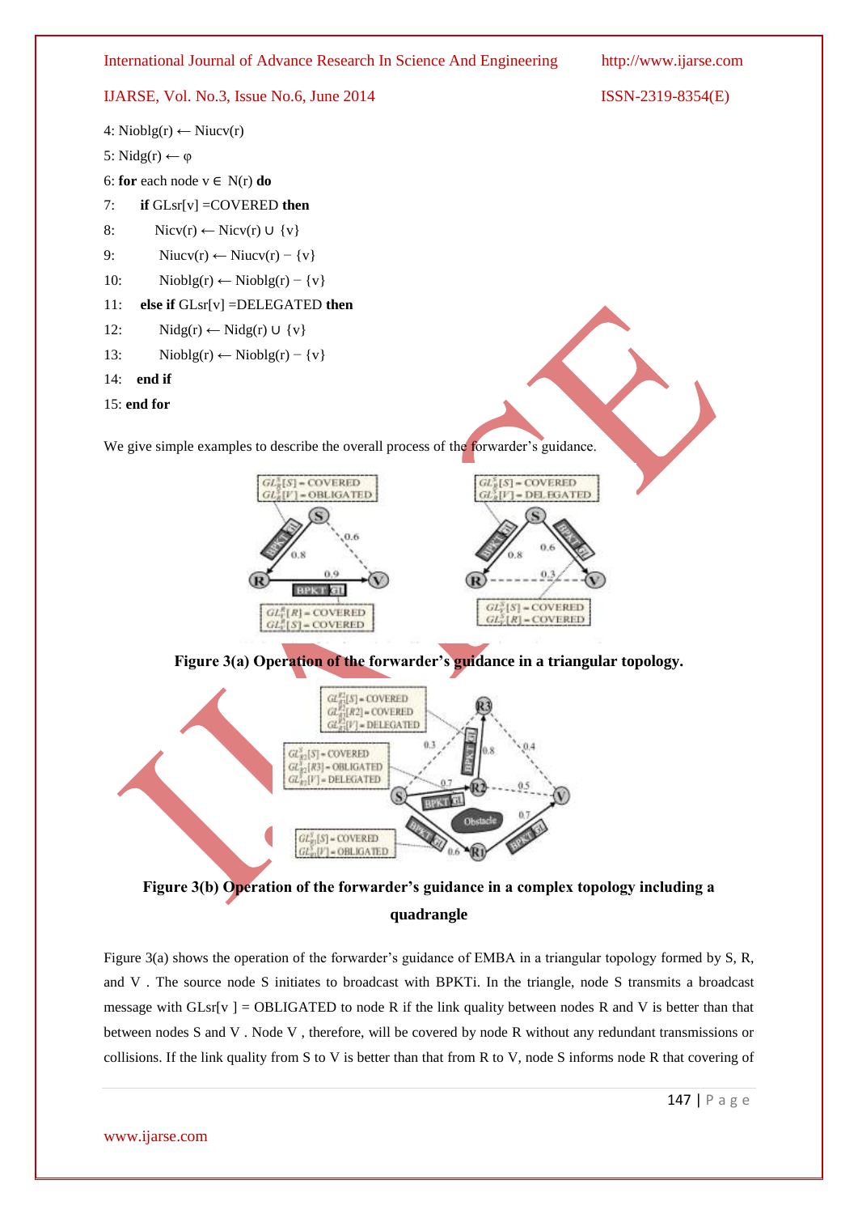4: Nioblg(r) ← Niucv(r)

5: Nidg(r) ← φ

6: **for** each node v ∈ N(r) **do**

7: **if** GLsr[v] =COVERED **then**

8: Nicv(r) ← Nicv(r) ∪ {v}

9: Niucv(r) ← Niucv(r) − {v}

10: Nioblg(r) ← Nioblg(r) − {v}

11: **else if** GLsr[v] =DELEGATED **then**

12: Nidg(r) ← Nidg(r) ∪ {v}

13: Nioblg(r) ← Nioblg(r) − {v}

14: **end if**

15: **end for**

We give simple examples to describe the overall process of the forwarder's guidance.

**Figure 3(a) Operation of the forwarder's guidance in a triangular topology.**

**Figure 3(b) Operation of the forwarder's guidance in a complex topology including a quadrangle**

Figure 3(a) shows the operation of the forwarder's guidance of EMBA in a triangular topology formed by S, R, and V . The source node S initiates to broadcast with BPKTi. In the triangle, node S transmits a broadcast message with GLsr[v ] = OBLIGATED to node R if the link quality between nodes R and V is better than that between nodes S and V . Node V , therefore, will be covered by node R without any redundant transmissions or collisions. If the link quality from S to V is better than that from R to V, node S informs node R that covering of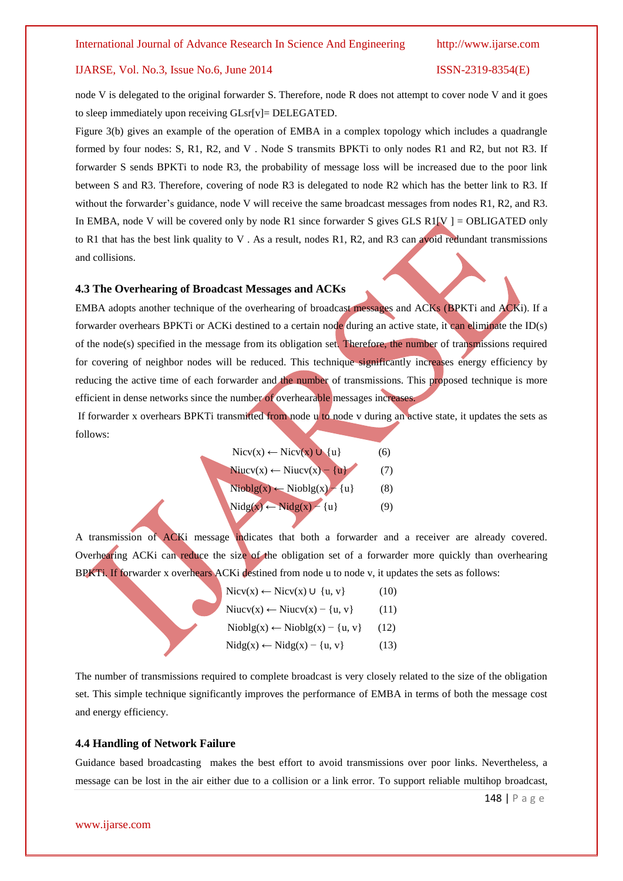node V is delegated to the original forwarder S. Therefore, node R does not attempt to cover node V and it goes to sleep immediately upon receiving GLsr[v]= DELEGATED.

Figure 3(b) gives an example of the operation of EMBA in a complex topology which includes a quadrangle formed by four nodes: S, R1, R2, and V . Node S transmits BPKTi to only nodes R1 and R2, but not R3. If forwarder S sends BPKTi to node R3, the probability of message loss will be increased due to the poor link between S and R3. Therefore, covering of node R3 is delegated to node R2 which has the better link to R3. If without the forwarder's guidance, node V will receive the same broadcast messages from nodes R1, R2, and R3. In EMBA, node V will be covered only by node R1 since forwarder S gives GLS R1[V ] = OBLIGATED only to R1 that has the best link quality to V . As a result, nodes R1, R2, and R3 can avoid redundant transmissions and collisions.

### 4.3 The Overhearing of Broadcast Messages and ACKs

EMBA adopts another technique of the overhearing of broadcast messages and ACKs (BPKTi and ACKi). If a forwarder overhears BPKTi or ACKi destined to a certain node during an active state, it can eliminate the ID(s) of the node(s) specified in the message from its obligation set. Therefore, the number of transmissions required for covering of neighbor nodes will be reduced. This technique significantly increases energy efficiency by reducing the active time of each forwarder and the number of transmissions. This proposed technique is more efficient in dense networks since the number of overhearable messages increases.

If forwarder x overhears BPKTi transmitted from node u to node v during an active state, it updates the sets as follows:

$$Nicv(x) \leftarrow Nicv(x) \cup \{u\} \qquad (6)$$

$$Niucv(x) \leftarrow Niucv(x) - \{u\} \qquad (7)$$

$$Nioblg(x) \leftarrow Nioblg(x) - \{u\} \qquad (8)$$

$$Nidg(x) \leftarrow Nidg(x) - \{u\} \qquad (9)$$

A transmission of ACKi message indicates that both a forwarder and a receiver are already covered. Overhearing ACKi can reduce the size of the obligation set of a forwarder more quickly than overhearing BPKTi. If forwarder x overhears ACKi destined from node u to node v, it updates the sets as follows:

$$Nicv(x) \leftarrow Nicv(x) \cup \{u, v\} \qquad (10)$$

$$Niucv(x) \leftarrow Niucv(x) - \{u, v\} \qquad (11)$$

$$Nioblg(x) \leftarrow Nioblg(x) - \{u, v\} \qquad (12)$$

$$Nidg(x) \leftarrow Nidg(x) - \{u, v\} \qquad (13)$$

The number of transmissions required to complete broadcast is very closely related to the size of the obligation set. This simple technique significantly improves the performance of EMBA in terms of both the message cost and energy efficiency.

### 4.4 Handling of Network Failure

Guidance based broadcasting makes the best effort to avoid transmissions over poor links. Nevertheless, a message can be lost in the air either due to a collision or a link error. To support reliable multihop broadcast,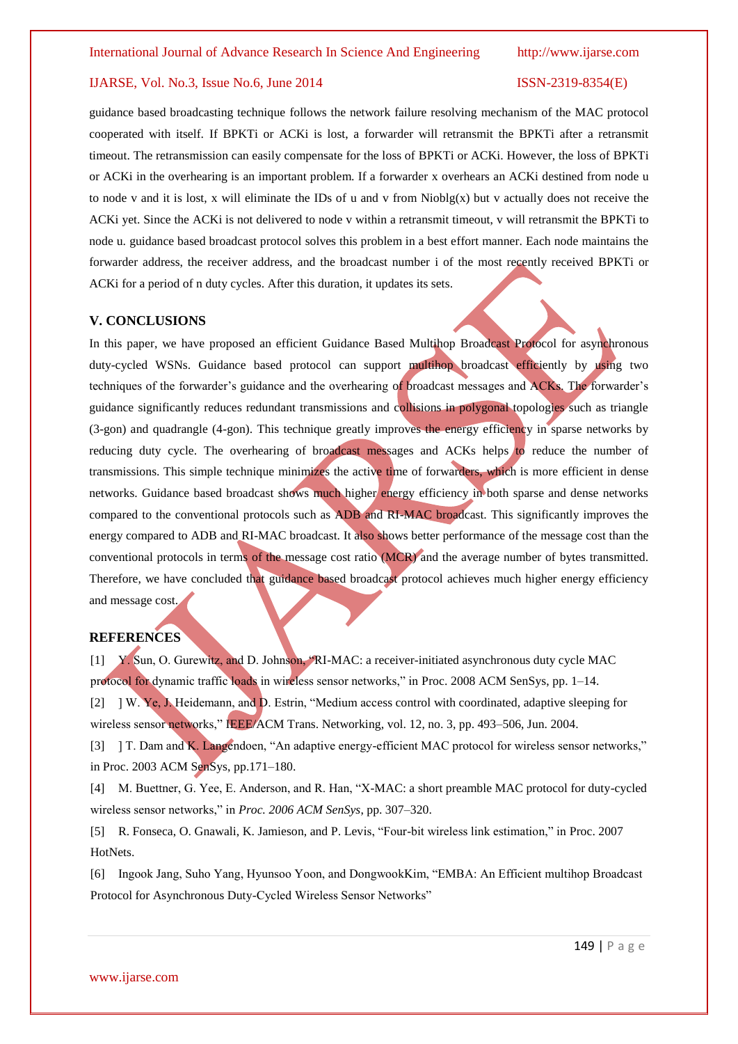guidance based broadcasting technique follows the network failure resolving mechanism of the MAC protocol cooperated with itself. If BPKTi or ACKi is lost, a forwarder will retransmit the BPKTi after a retransmit timeout. The retransmission can easily compensate for the loss of BPKTi or ACKi. However, the loss of BPKTi or ACKi in the overhearing is an important problem. If a forwarder x overhears an ACKi destined from node u to node v and it is lost, x will eliminate the IDs of u and v from Nioblg(x) but v actually does not receive the ACKi yet. Since the ACKi is not delivered to node v within a retransmit timeout, v will retransmit the BPKTi to node u. guidance based broadcast protocol solves this problem in a best effort manner. Each node maintains the forwarder address, the receiver address, and the broadcast number i of the most recently received BPKTi or ACKi for a period of n duty cycles. After this duration, it updates its sets.

## V. CONCLUSIONS

In this paper, we have proposed an efficient Guidance Based Multihop Broadcast Protocol for asynchronous duty-cycled WSNs. Guidance based protocol can support multihop broadcast efficiently by using two techniques of the forwarder's guidance and the overhearing of broadcast messages and ACKs. The forwarder's guidance significantly reduces redundant transmissions and collisions in polygonal topologies such as triangle (3-gon) and quadrangle (4-gon). This technique greatly improves the energy efficiency in sparse networks by reducing duty cycle. The overhearing of broadcast messages and ACKs helps to reduce the number of transmissions. This simple technique minimizes the active time of forwarders, which is more efficient in dense networks. Guidance based broadcast shows much higher energy efficiency in both sparse and dense networks compared to the conventional protocols such as ADB and RI-MAC broadcast. This significantly improves the energy compared to ADB and RI-MAC broadcast. It also shows better performance of the message cost than the conventional protocols in terms of the message cost ratio (MCR) and the average number of bytes transmitted. Therefore, we have concluded that guidance based broadcast protocol achieves much higher energy efficiency and message cost.

## REFERENCES

[1] Y. Sun, O. Gurewitz, and D. Johnson, "RI-MAC: a receiver-initiated asynchronous duty cycle MAC protocol for dynamic traffic loads in wireless sensor networks," in Proc. 2008 ACM SenSys, pp. 1–14.

[2] ] W. Ye, J. Heidemann, and D. Estrin, "Medium access control with coordinated, adaptive sleeping for wireless sensor networks," IEEE/ACM Trans. Networking, vol. 12, no. 3, pp. 493–506, Jun. 2004.

[3] ] T. Dam and K. Langendoen, "An adaptive energy-efficient MAC protocol for wireless sensor networks," in Proc. 2003 ACM SenSys, pp.171–180.

[4] M. Buettner, G. Yee, E. Anderson, and R. Han, "X-MAC: a short preamble MAC protocol for duty-cycled wireless sensor networks," in *Proc. 2006 ACM SenSys,* pp. 307–320.

[5] R. Fonseca, O. Gnawali, K. Jamieson, and P. Levis, "Four-bit wireless link estimation," in Proc. 2007 HotNets.

[6] Ingook Jang, Suho Yang, Hyunsoo Yoon, and DongwookKim, "EMBA: An Efficient multihop Broadcast Protocol for Asynchronous Duty-Cycled Wireless Sensor Networks"